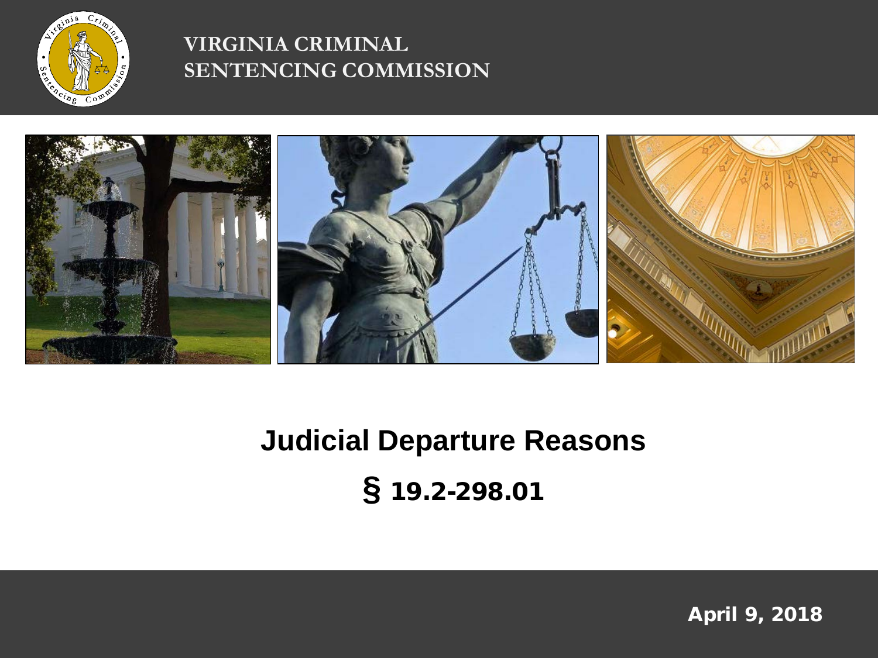VIRGINIA CRIMINAL SENTENCING COMMISSION

# Judicial Departure Reasons

## § 19.2-298.01

April 9, 2018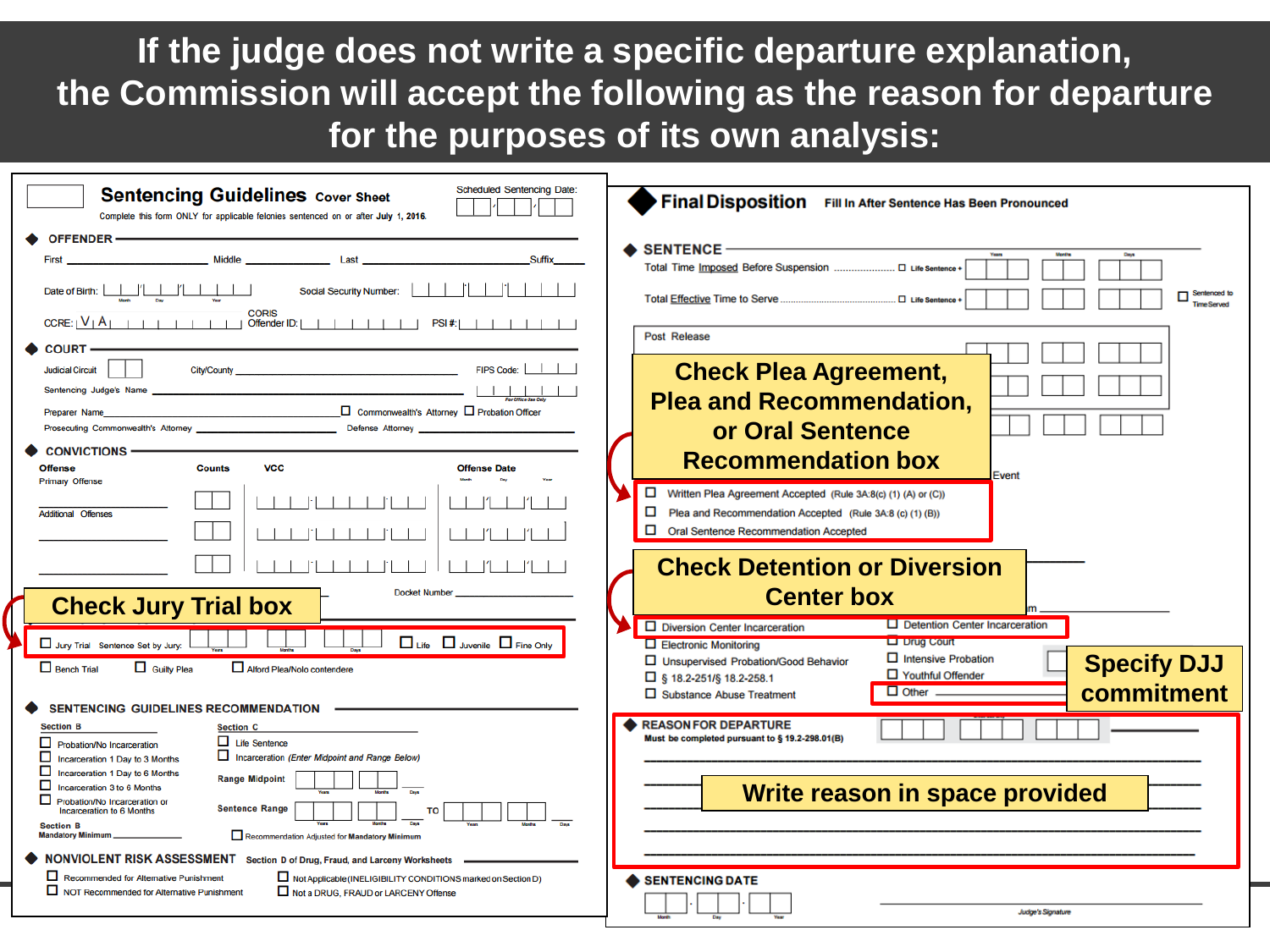# If the judge does not write a specific departure explanation, the Commission will accept the following as the reason for departure for the purposes of its own analysis:

## Sentencing Guidelines Cover Sheet

Scheduled Sentencing Date:

Complete this form ONLY for applicable felonies sentenced on or after July 1, 2016.

**OFFENDER**

First ______ Middle ______ Last ______ Suffix ______

Date of Birth: Month / Day / Year    Social Security Number:

CCRE: V A    CORIS Offender ID:    PSI #:

**COURT**

Judicial Circuit    City/County    FIPS Code:

Sentencing Judge's Name

Preparer Name ☐ Commonwealth's Attorney ☐ Probation Officer

Prosecuting Commonwealth's Attorney    Defense Attorney

**CONVICTIONS**

Offense / Primary Offense    Counts    VCC    Offense Date

Additional Offenses

Docket Number

**Check Jury Trial box**

☐ Jury Trial    Sentence Set by Jury: Years / Months / Days ☐ Life ☐ Juvenile ☐ Fine Only

☐ Bench Trial ☐ Guilty Plea ☐ Alford Plea/Nolo contendere

**SENTENCING GUIDELINES RECOMMENDATION**

Section B
- ☐ Probation/No Incarceration
- ☐ Incarceration 1 Day to 3 Months
- ☐ Incarceration 1 Day to 6 Months
- ☐ Incarceration 3 to 6 Months
- ☐ Probation/No Incarceration or Incarceration to 6 Months

Section B Mandatory Minimum

Section C
- ☐ Life Sentence
- ☐ Incarceration *(Enter Midpoint and Range Below)*

Range Midpoint: Years / Months / Days

Sentence Range: Years / Months / Days TO Years / Months / Days

☐ Recommendation Adjusted for Mandatory Minimum

**NONVIOLENT RISK ASSESSMENT** Section D of Drug, Fraud, and Larceny Worksheets
- ☐ Recommended for Alternative Punishment
- ☐ NOT Recommended for Alternative Punishment
- ☐ Not Applicable (INELIGIBILITY CONDITIONS marked on Section D)
- ☐ Not a DRUG, FRAUD or LARCENY Offense

## Final Disposition

Fill In After Sentence Has Been Pronounced

**SENTENCE**

Total Time Imposed Before Suspension ........ ☐ Life Sentence + Years / Months / Days

Total Effective Time to Serve ........ ☐ Life Sentence + Years / Months / Days ☐ Sentenced to Time Served

Post Release

**Check Plea Agreement, Plea and Recommendation, or Oral Sentence Recommendation box**

Event

- ☐ Written Plea Agreement Accepted (Rule 3A:8(c) (1) (A) or (C))
- ☐ Plea and Recommendation Accepted (Rule 3A:8 (c) (1) (B))
- ☐ Oral Sentence Recommendation Accepted

**Check Detention or Diversion Center box**

- ☐ Diversion Center Incarceration
- ☐ Detention Center Incarceration
- ☐ Electronic Monitoring
- ☐ Drug Court
- ☐ Unsupervised Probation/Good Behavior
- ☐ Intensive Probation
- ☐ § 18.2-251/§ 18.2-258.1
- ☐ Youthful Offender
- ☐ Substance Abuse Treatment
- ☐ Other

**Specify DJJ commitment**

**REASON FOR DEPARTURE**

Must be completed pursuant to § 19.2-298.01(B)

**Write reason in space provided**

**SENTENCING DATE** Month / Day / Year    Judge's Signature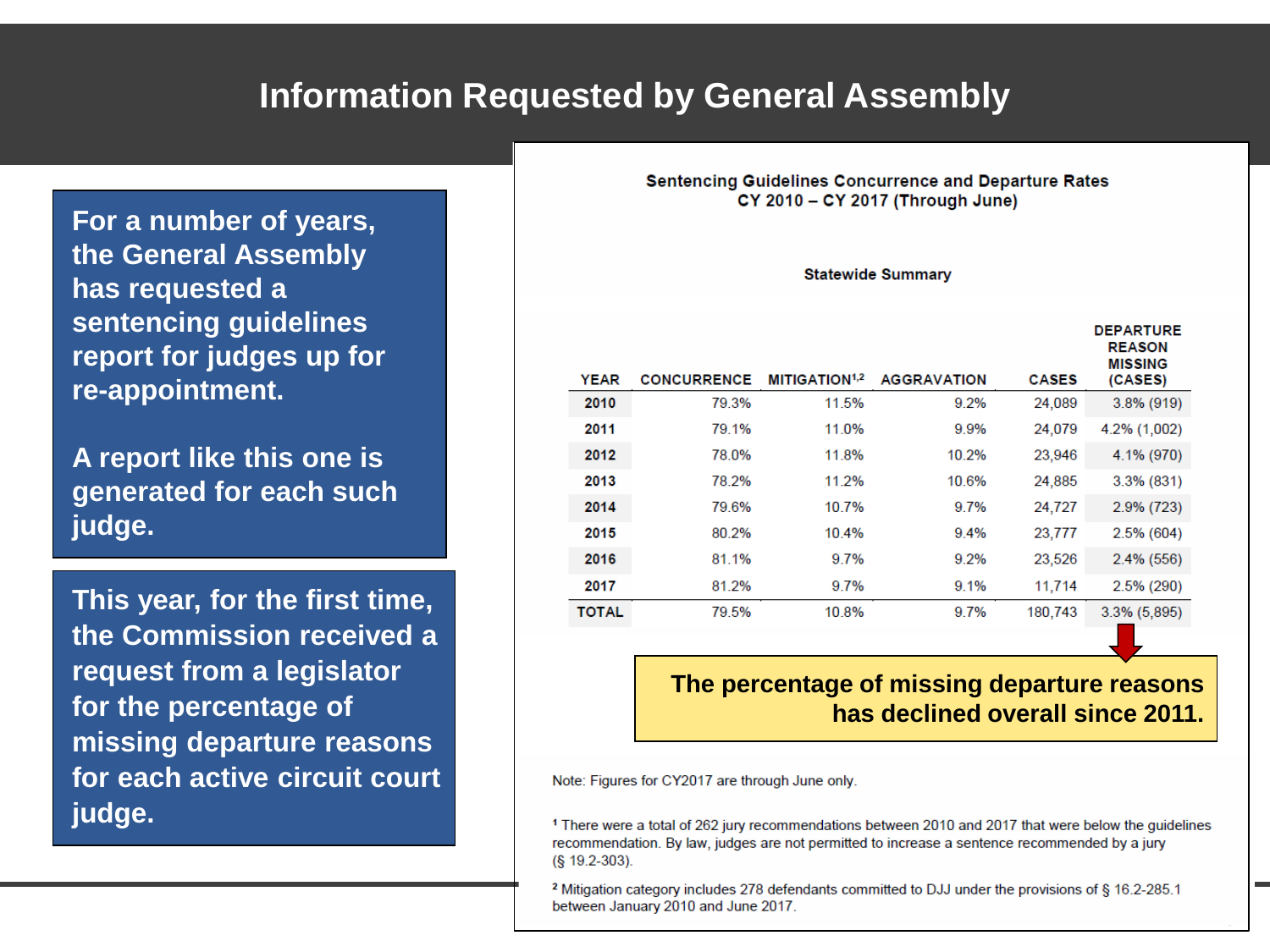# Information Requested by General Assembly

**For a number of years, the General Assembly has requested a sentencing guidelines report for judges up for re-appointment.**

**A report like this one is generated for each such judge.**

**This year, for the first time, the Commission received a request from a legislator for the percentage of missing departure reasons for each active circuit court judge.**

**Sentencing Guidelines Concurrence and Departure Rates**
**CY 2010 – CY 2017 (Through June)**

**Statewide Summary**

| YEAR | CONCURRENCE | MITIGATION[1,2] | AGGRAVATION | CASES | DEPARTURE REASON MISSING (CASES) |
|---|---|---|---|---|---|
| 2010 | 79.3% | 11.5% | 9.2% | 24,089 | 3.8% (919) |
| 2011 | 79.1% | 11.0% | 9.9% | 24,079 | 4.2% (1,002) |
| 2012 | 78.0% | 11.8% | 10.2% | 23,946 | 4.1% (970) |
| 2013 | 78.2% | 11.2% | 10.6% | 24,885 | 3.3% (831) |
| 2014 | 79.6% | 10.7% | 9.7% | 24,727 | 2.9% (723) |
| 2015 | 80.2% | 10.4% | 9.4% | 23,777 | 2.5% (604) |
| 2016 | 81.1% | 9.7% | 9.2% | 23,526 | 2.4% (556) |
| 2017 | 81.2% | 9.7% | 9.1% | 11,714 | 2.5% (290) |
| TOTAL | 79.5% | 10.8% | 9.7% | 180,743 | 3.3% (5,895) |

**The percentage of missing departure reasons has declined overall since 2011.**

Note: Figures for CY2017 are through June only.

[1] There were a total of 262 jury recommendations between 2010 and 2017 that were below the guidelines recommendation. By law, judges are not permitted to increase a sentence recommended by a jury (§ 19.2-303).

[2] Mitigation category includes 278 defendants committed to DJJ under the provisions of § 16.2-285.1 between January 2010 and June 2017.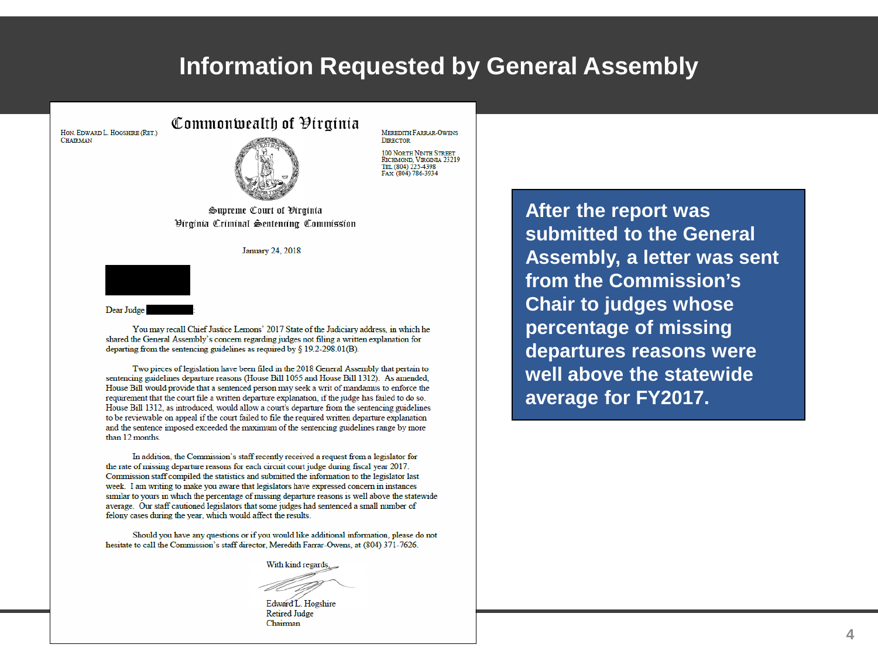# Information Requested by General Assembly

HON. EDWARD L. HOGSHIRE (RET.)
CHAIRMAN

**Commonwealth of Virginia**

MEREDITH FARRAR-OWENS
DIRECTOR

100 NORTH NINTH STREET
RICHMOND, VIRGINIA 23219
TEL (804) 225-4398
FAX (804) 786-3934

Supreme Court of Virginia
Virginia Criminal Sentencing Commission

January 24, 2018

Dear Judge :

You may recall Chief Justice Lemons' 2017 State of the Judiciary address, in which he shared the General Assembly's concern regarding judges not filing a written explanation for departing from the sentencing guidelines as required by § 19.2-298.01(B).

Two pieces of legislation have been filed in the 2018 General Assembly that pertain to sentencing guidelines departure reasons (House Bill 1055 and House Bill 1312). As amended, House Bill would provide that a sentenced person may seek a writ of mandamus to enforce the requirement that the court file a written departure explanation, if the judge has failed to do so. House Bill 1312, as introduced, would allow a court's departure from the sentencing guidelines to be reviewable on appeal if the court failed to file the required written departure explanation and the sentence imposed exceeded the maximum of the sentencing guidelines range by more than 12 months.

In addition, the Commission's staff recently received a request from a legislator for the rate of missing departure reasons for each circuit court judge during fiscal year 2017. Commission staff compiled the statistics and submitted the information to the legislator last week. I am writing to make you aware that legislators have expressed concern in instances similar to yours in which the percentage of missing departure reasons is well above the statewide average. Our staff cautioned legislators that some judges had sentenced a small number of felony cases during the year, which would affect the results.

Should you have any questions or if you would like additional information, please do not hesitate to call the Commission's staff director, Meredith Farrar-Owens, at (804) 371-7626.

With kind regards,

Edward L. Hogshire
Retired Judge
Chairman

**After the report was submitted to the General Assembly, a letter was sent from the Commission's Chair to judges whose percentage of missing departures reasons were well above the statewide average for FY2017.**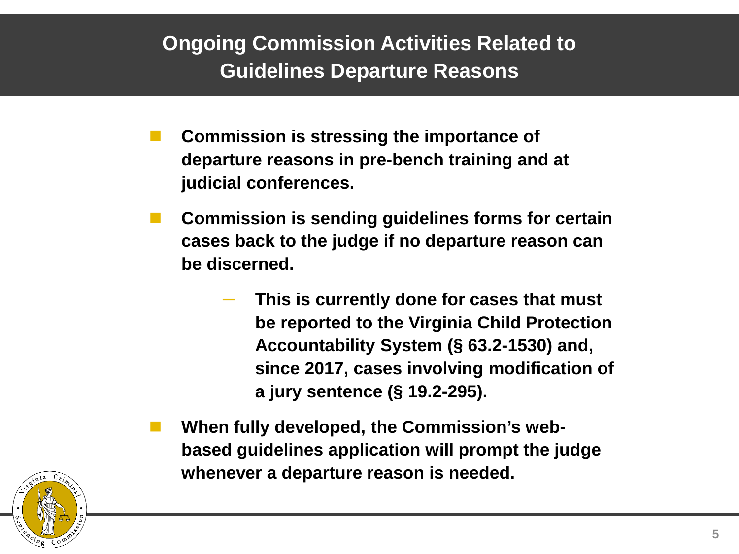# Ongoing Commission Activities Related to Guidelines Departure Reasons

- **Commission is stressing the importance of departure reasons in pre-bench training and at judicial conferences.**
- **Commission is sending guidelines forms for certain cases back to the judge if no departure reason can be discerned.**
  - **This is currently done for cases that must be reported to the Virginia Child Protection Accountability System (§ 63.2-1530) and, since 2017, cases involving modification of a jury sentence (§ 19.2-295).**
- **When fully developed, the Commission's web-based guidelines application will prompt the judge whenever a departure reason is needed.**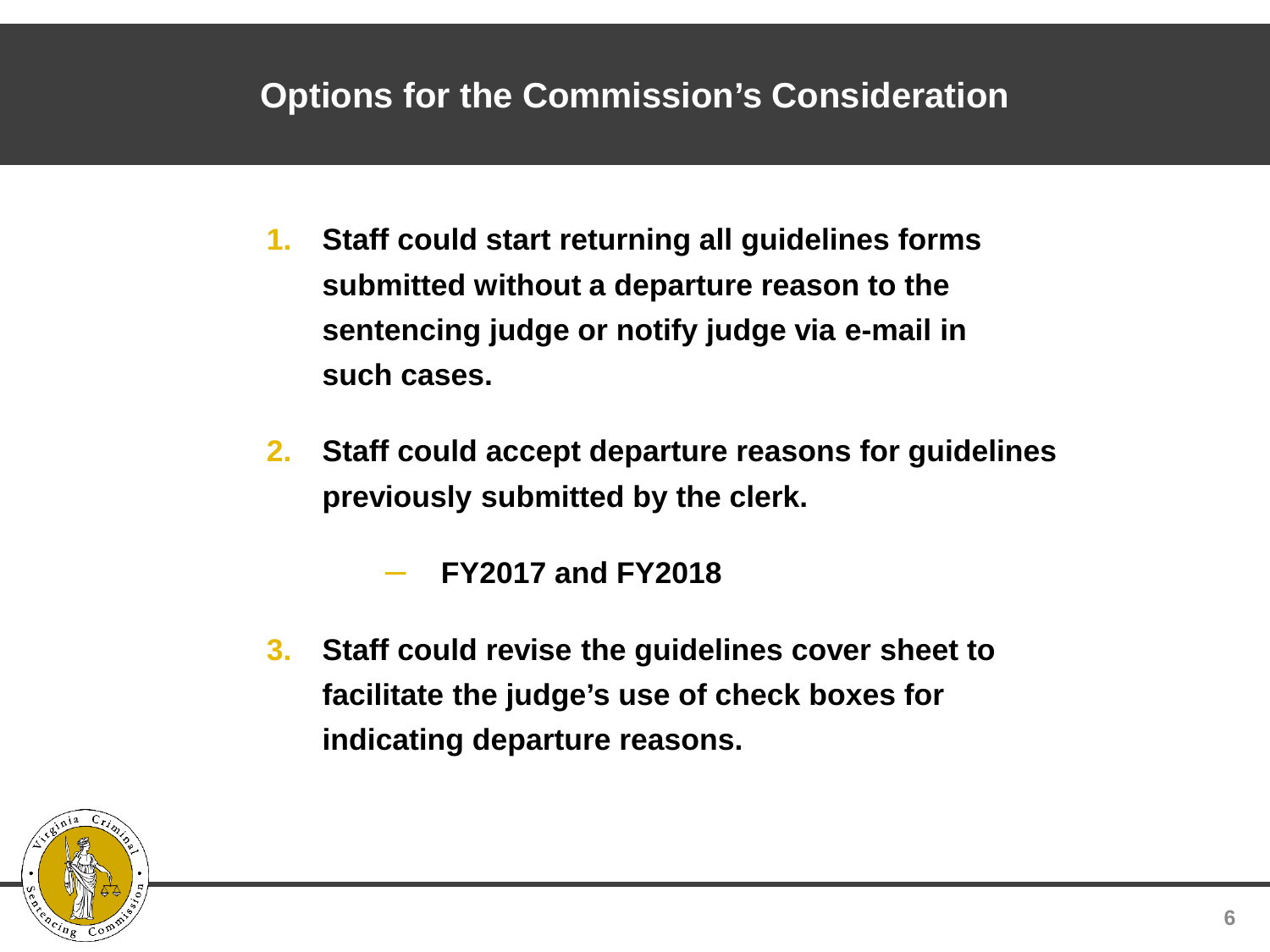# Options for the Commission's Consideration

1. **Staff could start returning all guidelines forms submitted without a departure reason to the sentencing judge or notify judge via e-mail in such cases.**

2. **Staff could accept departure reasons for guidelines previously submitted by the clerk.**

   - **FY2017 and FY2018**

3. **Staff could revise the guidelines cover sheet to facilitate the judge's use of check boxes for indicating departure reasons.**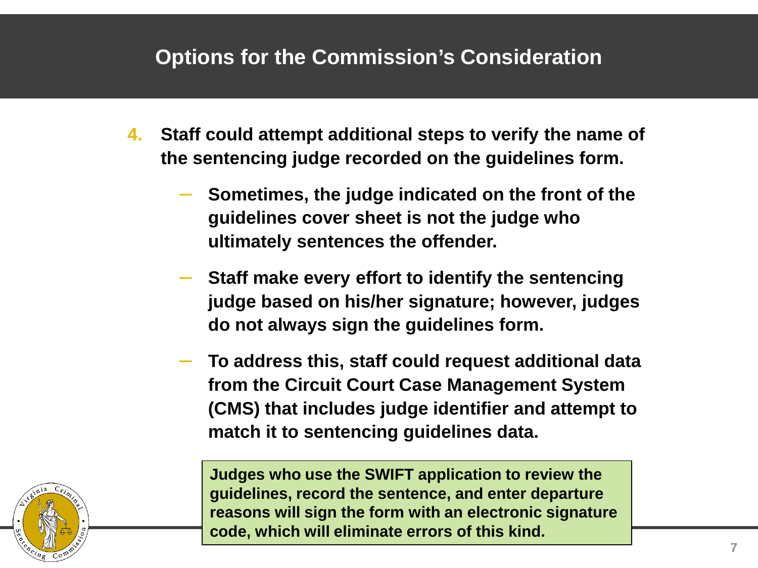# Options for the Commission's Consideration

4. **Staff could attempt additional steps to verify the name of the sentencing judge recorded on the guidelines form.**
   - **Sometimes, the judge indicated on the front of the guidelines cover sheet is not the judge who ultimately sentences the offender.**
   - **Staff make every effort to identify the sentencing judge based on his/her signature; however, judges do not always sign the guidelines form.**
   - **To address this, staff could request additional data from the Circuit Court Case Management System (CMS) that includes judge identifier and attempt to match it to sentencing guidelines data.**

**Judges who use the SWIFT application to review the guidelines, record the sentence, and enter departure reasons will sign the form with an electronic signature code, which will eliminate errors of this kind.**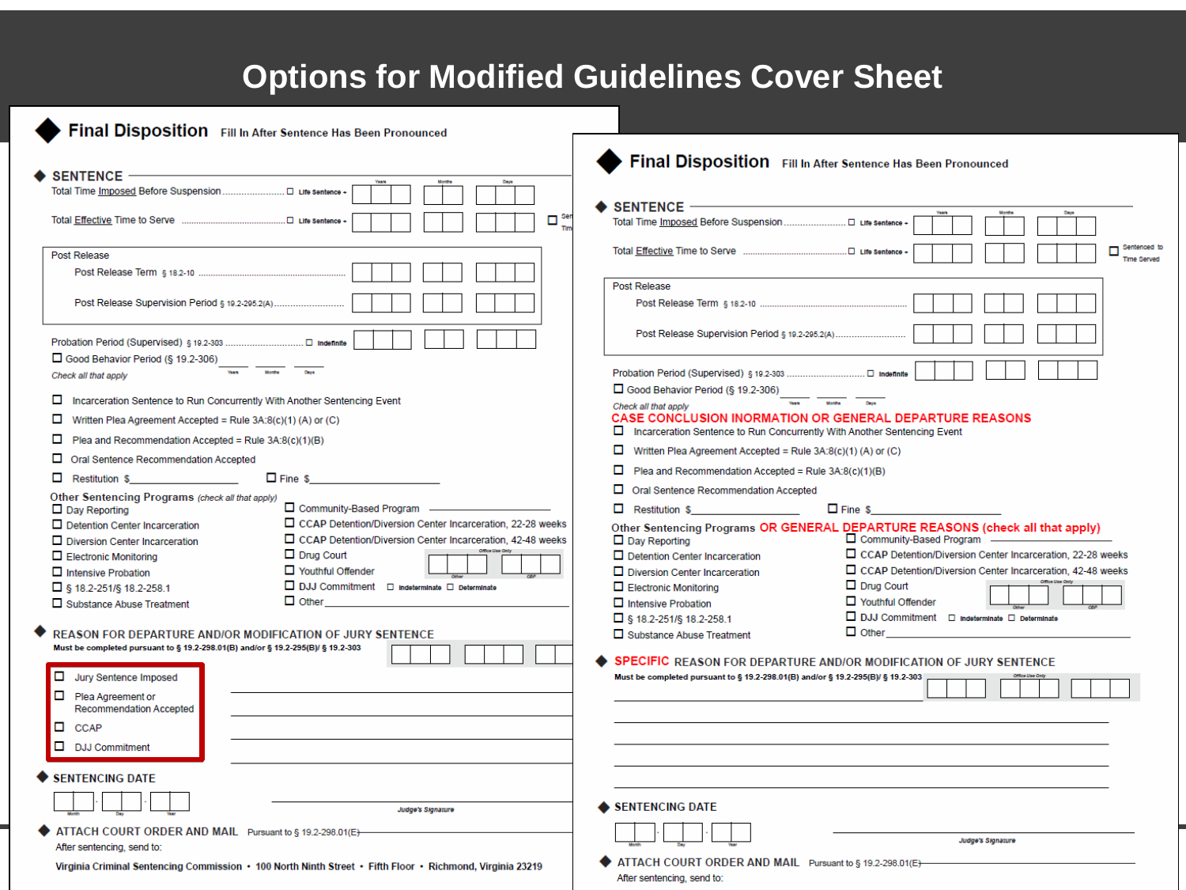# Options for Modified Guidelines Cover Sheet

## Final Disposition — Fill In After Sentence Has Been Pronounced

**SENTENCE**

Total Time Imposed Before Suspension .................... ☐ Life Sentence + | Years | Months | Days

Total Effective Time to Serve .................... ☐ Life Sentence + | Years | Months | Days ☐ Sentenced to Time Served

Post Release

- Post Release Term § 18.2-10 ....................
- Post Release Supervision Period § 19.2-295.2(A) ....................

Probation Period (Supervised) § 19.2-303 .................... ☐ Indefinite

☐ Good Behavior Period (§ 19.2-306) ____ Years ____ Months ____ Days

*Check all that apply*

- ☐ Incarceration Sentence to Run Concurrently With Another Sentencing Event
- ☐ Written Plea Agreement Accepted = Rule 3A:8(c)(1) (A) or (C)
- ☐ Plea and Recommendation Accepted = Rule 3A:8(c)(1)(B)
- ☐ Oral Sentence Recommendation Accepted
- ☐ Restitution $____________ ☐ Fine $____________

**Other Sentencing Programs** *(check all that apply)*

- ☐ Day Reporting
- ☐ Detention Center Incarceration
- ☐ Diversion Center Incarceration
- ☐ Electronic Monitoring
- ☐ Intensive Probation
- ☐ § 18.2-251/§ 18.2-258.1
- ☐ Substance Abuse Treatment
- ☐ Community-Based Program ____________
- ☐ CCAP Detention/Diversion Center Incarceration, 22-28 weeks
- ☐ CCAP Detention/Diversion Center Incarceration, 42-48 weeks
- ☐ Drug Court
- ☐ Youthful Offender
- ☐ DJJ Commitment ☐ Indeterminate ☐ Determinate
- ☐ Other____________

Office Use Only — Other / CBP

**REASON FOR DEPARTURE AND/OR MODIFICATION OF JURY SENTENCE**

**Must be completed pursuant to § 19.2-298.01(B) and/or § 19.2-295(B)/ § 19.2-303**

- ☐ Jury Sentence Imposed
- ☐ Plea Agreement or Recommendation Accepted
- ☐ CCAP
- ☐ DJJ Commitment

**SENTENCING DATE**

Month / Day / Year ____________ *Judge's Signature*

**ATTACH COURT ORDER AND MAIL** Pursuant to § 19.2-298.01(E)

After sentencing, send to:

**Virginia Criminal Sentencing Commission • 100 North Ninth Street • Fifth Floor • Richmond, Virginia 23219**

---

## Final Disposition — Fill In After Sentence Has Been Pronounced

**SENTENCE**

Total Time Imposed Before Suspension .................... ☐ Life Sentence + | Years | Months | Days

Total Effective Time to Serve .................... ☐ Life Sentence + | Years | Months | Days ☐ Sentenced to Time Served

Post Release

- Post Release Term § 18.2-10 ....................
- Post Release Supervision Period § 19.2-295.2(A) ....................

Probation Period (Supervised) § 19.2-303 .................... ☐ Indefinite

☐ Good Behavior Period (§ 19.2-306) ____ Years ____ Months ____ Days

*Check all that apply*

**CASE CONCLUSION INORMATION OR GENERAL DEPARTURE REASONS**

- ☐ Incarceration Sentence to Run Concurrently With Another Sentencing Event
- ☐ Written Plea Agreement Accepted = Rule 3A:8(c)(1) (A) or (C)
- ☐ Plea and Recommendation Accepted = Rule 3A:8(c)(1)(B)
- ☐ Oral Sentence Recommendation Accepted
- ☐ Restitution $____________ ☐ Fine $____________

**Other Sentencing Programs OR GENERAL DEPARTURE REASONS (check all that apply)**

- ☐ Day Reporting
- ☐ Detention Center Incarceration
- ☐ Diversion Center Incarceration
- ☐ Electronic Monitoring
- ☐ Intensive Probation
- ☐ § 18.2-251/§ 18.2-258.1
- ☐ Substance Abuse Treatment
- ☐ Community-Based Program
- ☐ CCAP Detention/Diversion Center Incarceration, 22-28 weeks
- ☐ CCAP Detention/Diversion Center Incarceration, 42-48 weeks
- ☐ Drug Court
- ☐ Youthful Offender
- ☐ DJJ Commitment ☐ Indeterminate ☐ Determinate
- ☐ Other____________

Office Use Only — Other / CBP

**SPECIFIC REASON FOR DEPARTURE AND/OR MODIFICATION OF JURY SENTENCE**

**Must be completed pursuant to § 19.2-298.01(B) and/or § 19.2-295(B)/ § 19.2-303**

Office Use Only

**SENTENCING DATE**

Month / Day / Year ____________ *Judge's Signature*

**ATTACH COURT ORDER AND MAIL** Pursuant to § 19.2-298.01(E)

After sentencing, send to: